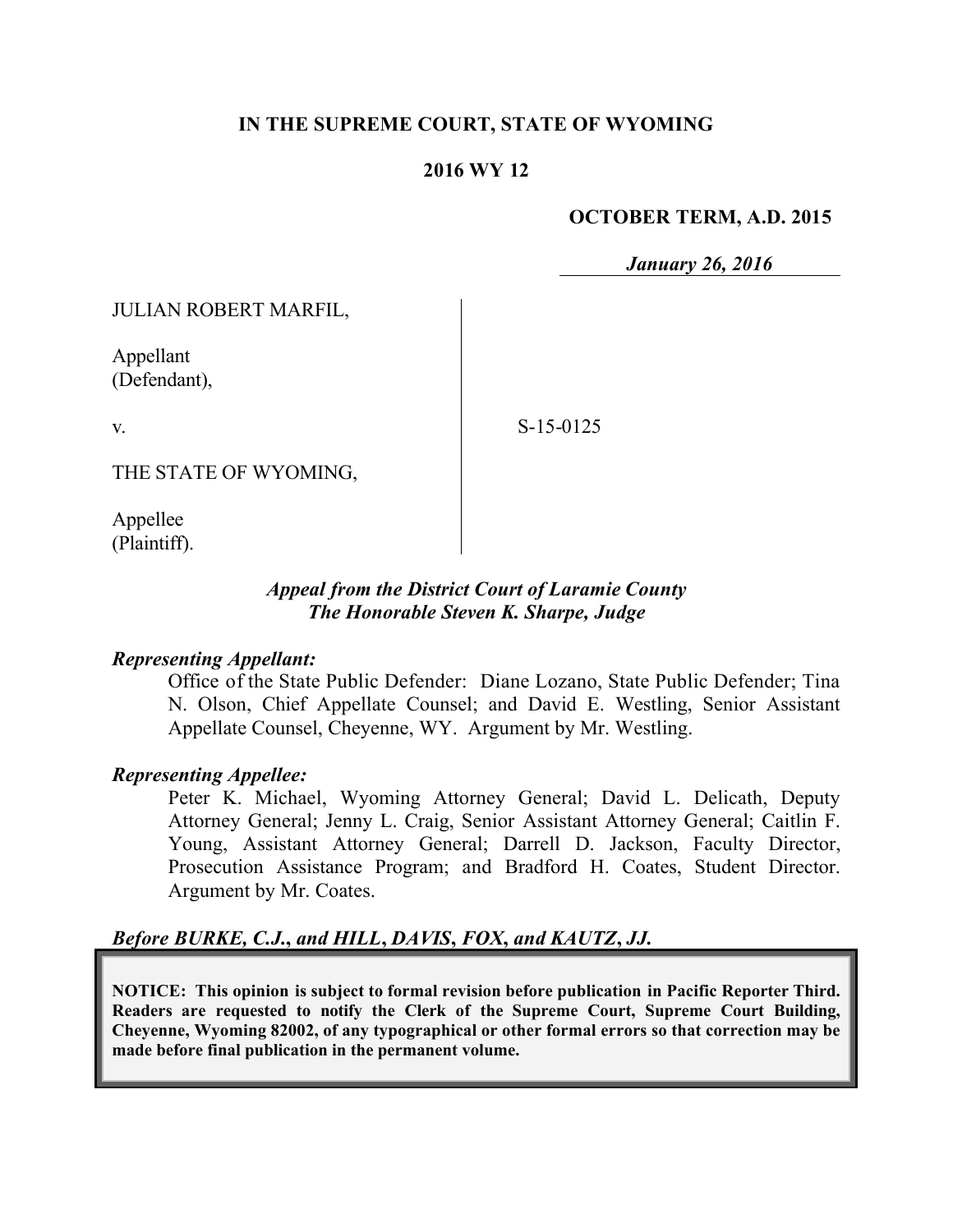**IN THE SUPREME COURT, STATE OF WYOMING**

**2016 WY 12**

**OCTOBER TERM, A.D. 2015**

***January 26, 2016***

JULIAN ROBERT MARFIL,

Appellant
(Defendant),

v.

S-15-0125

THE STATE OF WYOMING,

Appellee
(Plaintiff).

***Appeal from the District Court of Laramie County***
***The Honorable Steven K. Sharpe, Judge***

***Representing Appellant:***

Office of the State Public Defender: Diane Lozano, State Public Defender; Tina N. Olson, Chief Appellate Counsel; and David E. Westling, Senior Assistant Appellate Counsel, Cheyenne, WY. Argument by Mr. Westling.

***Representing Appellee:***

Peter K. Michael, Wyoming Attorney General; David L. Delicath, Deputy Attorney General; Jenny L. Craig, Senior Assistant Attorney General; Caitlin F. Young, Assistant Attorney General; Darrell D. Jackson, Faculty Director, Prosecution Assistance Program; and Bradford H. Coates, Student Director. Argument by Mr. Coates.

***Before BURKE, C.J., and HILL, DAVIS, FOX, and KAUTZ, JJ.***

**NOTICE: This opinion is subject to formal revision before publication in Pacific Reporter Third. Readers are requested to notify the Clerk of the Supreme Court, Supreme Court Building, Cheyenne, Wyoming 82002, of any typographical or other formal errors so that correction may be made before final publication in the permanent volume.**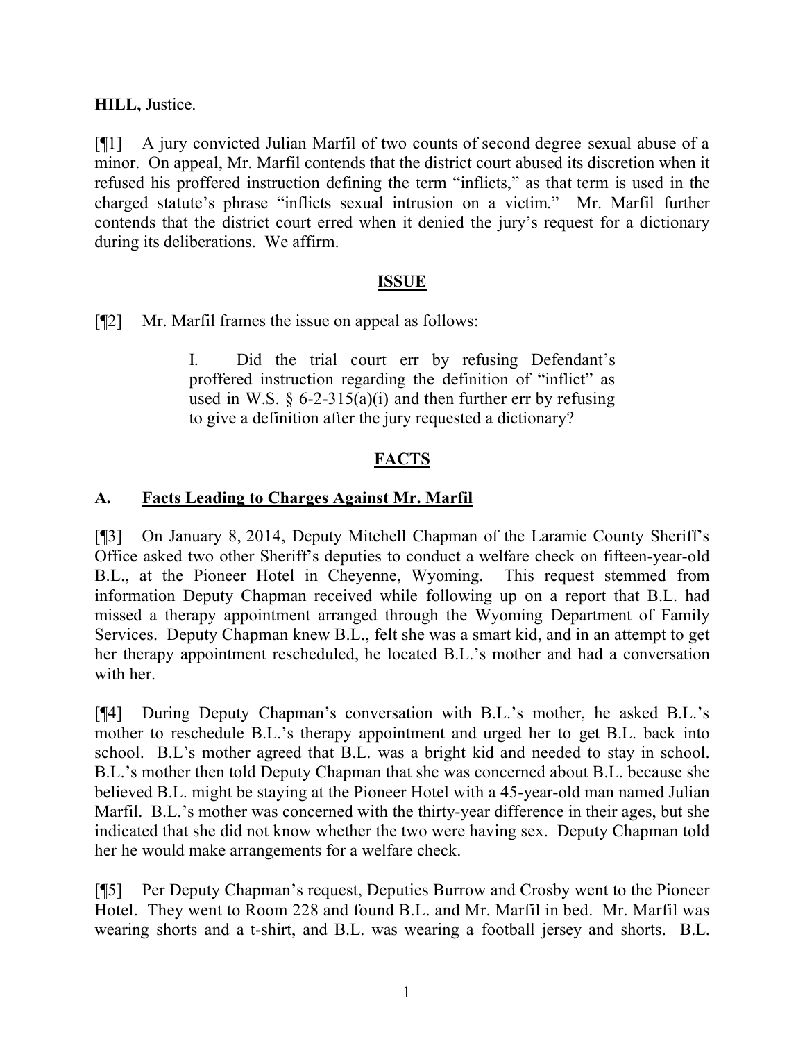**HILL,** Justice.

[¶1] A jury convicted Julian Marfil of two counts of second degree sexual abuse of a minor. On appeal, Mr. Marfil contends that the district court abused its discretion when it refused his proffered instruction defining the term "inflicts," as that term is used in the charged statute's phrase "inflicts sexual intrusion on a victim." Mr. Marfil further contends that the district court erred when it denied the jury's request for a dictionary during its deliberations. We affirm.

## ISSUE

[¶2] Mr. Marfil frames the issue on appeal as follows:

> I. Did the trial court err by refusing Defendant's proffered instruction regarding the definition of "inflict" as used in W.S. § 6-2-315(a)(i) and then further err by refusing to give a definition after the jury requested a dictionary?

## FACTS

### A. Facts Leading to Charges Against Mr. Marfil

[¶3] On January 8, 2014, Deputy Mitchell Chapman of the Laramie County Sheriff's Office asked two other Sheriff's deputies to conduct a welfare check on fifteen-year-old B.L., at the Pioneer Hotel in Cheyenne, Wyoming. This request stemmed from information Deputy Chapman received while following up on a report that B.L. had missed a therapy appointment arranged through the Wyoming Department of Family Services. Deputy Chapman knew B.L., felt she was a smart kid, and in an attempt to get her therapy appointment rescheduled, he located B.L.'s mother and had a conversation with her.

[¶4] During Deputy Chapman's conversation with B.L.'s mother, he asked B.L.'s mother to reschedule B.L.'s therapy appointment and urged her to get B.L. back into school. B.L's mother agreed that B.L. was a bright kid and needed to stay in school. B.L.'s mother then told Deputy Chapman that she was concerned about B.L. because she believed B.L. might be staying at the Pioneer Hotel with a 45-year-old man named Julian Marfil. B.L.'s mother was concerned with the thirty-year difference in their ages, but she indicated that she did not know whether the two were having sex. Deputy Chapman told her he would make arrangements for a welfare check.

[¶5] Per Deputy Chapman's request, Deputies Burrow and Crosby went to the Pioneer Hotel. They went to Room 228 and found B.L. and Mr. Marfil in bed. Mr. Marfil was wearing shorts and a t-shirt, and B.L. was wearing a football jersey and shorts. B.L.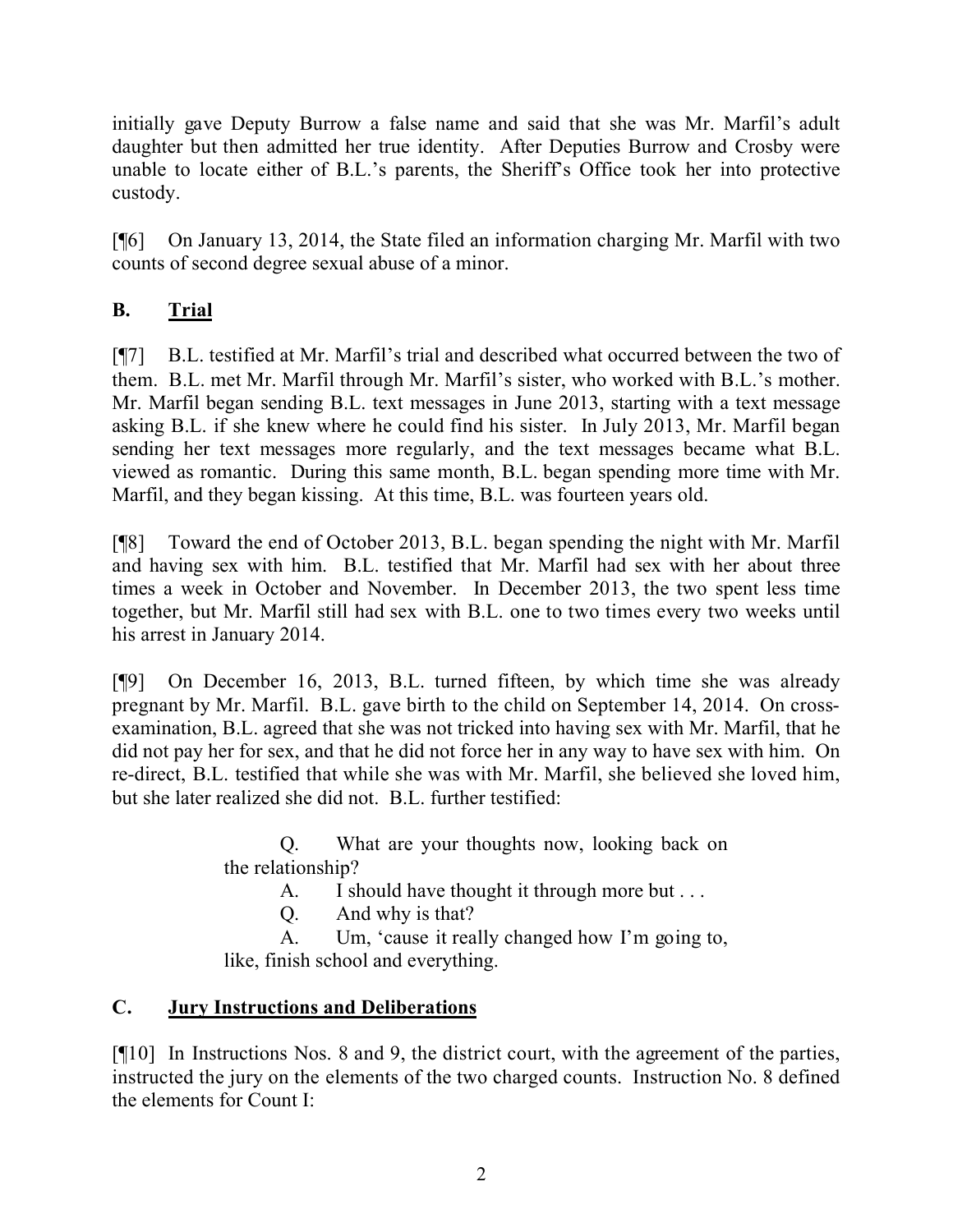initially gave Deputy Burrow a false name and said that she was Mr. Marfil's adult daughter but then admitted her true identity. After Deputies Burrow and Crosby were unable to locate either of B.L.'s parents, the Sheriff's Office took her into protective custody.

[¶6] On January 13, 2014, the State filed an information charging Mr. Marfil with two counts of second degree sexual abuse of a minor.

## B. Trial

[¶7] B.L. testified at Mr. Marfil's trial and described what occurred between the two of them. B.L. met Mr. Marfil through Mr. Marfil's sister, who worked with B.L.'s mother. Mr. Marfil began sending B.L. text messages in June 2013, starting with a text message asking B.L. if she knew where he could find his sister. In July 2013, Mr. Marfil began sending her text messages more regularly, and the text messages became what B.L. viewed as romantic. During this same month, B.L. began spending more time with Mr. Marfil, and they began kissing. At this time, B.L. was fourteen years old.

[¶8] Toward the end of October 2013, B.L. began spending the night with Mr. Marfil and having sex with him. B.L. testified that Mr. Marfil had sex with her about three times a week in October and November. In December 2013, the two spent less time together, but Mr. Marfil still had sex with B.L. one to two times every two weeks until his arrest in January 2014.

[¶9] On December 16, 2013, B.L. turned fifteen, by which time she was already pregnant by Mr. Marfil. B.L. gave birth to the child on September 14, 2014. On cross-examination, B.L. agreed that she was not tricked into having sex with Mr. Marfil, that he did not pay her for sex, and that he did not force her in any way to have sex with him. On re-direct, B.L. testified that while she was with Mr. Marfil, she believed she loved him, but she later realized she did not. B.L. further testified:

> Q. What are your thoughts now, looking back on the relationship?
>
> A. I should have thought it through more but . . .
>
> Q. And why is that?
>
> A. Um, 'cause it really changed how I'm going to, like, finish school and everything.

## C. Jury Instructions and Deliberations

[¶10] In Instructions Nos. 8 and 9, the district court, with the agreement of the parties, instructed the jury on the elements of the two charged counts. Instruction No. 8 defined the elements for Count I: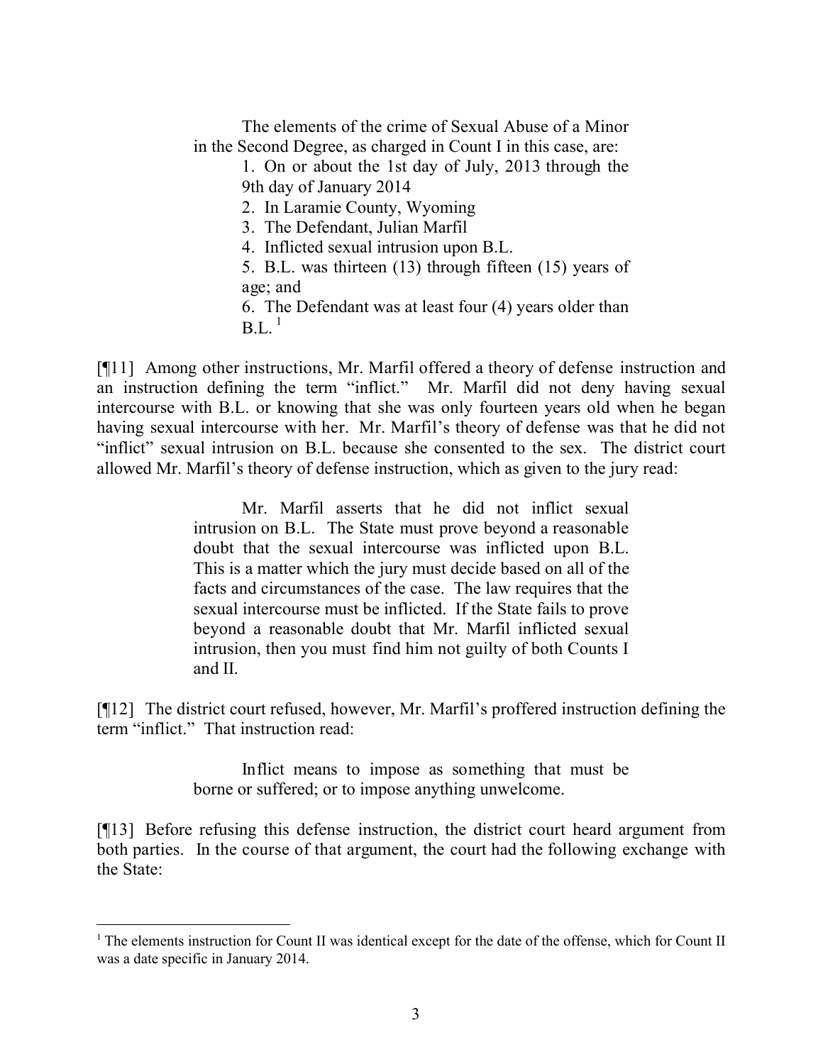> The elements of the crime of Sexual Abuse of a Minor in the Second Degree, as charged in Count I in this case, are:
>
> 1. On or about the 1st day of July, 2013 through the 9th day of January 2014
> 2. In Laramie County, Wyoming
> 3. The Defendant, Julian Marfil
> 4. Inflicted sexual intrusion upon B.L.
> 5. B.L. was thirteen (13) through fifteen (15) years of age; and
> 6. The Defendant was at least four (4) years older than B.L. [1]

[¶11] Among other instructions, Mr. Marfil offered a theory of defense instruction and an instruction defining the term "inflict." Mr. Marfil did not deny having sexual intercourse with B.L. or knowing that she was only fourteen years old when he began having sexual intercourse with her. Mr. Marfil's theory of defense was that he did not "inflict" sexual intrusion on B.L. because she consented to the sex. The district court allowed Mr. Marfil's theory of defense instruction, which as given to the jury read:

> Mr. Marfil asserts that he did not inflict sexual intrusion on B.L. The State must prove beyond a reasonable doubt that the sexual intercourse was inflicted upon B.L. This is a matter which the jury must decide based on all of the facts and circumstances of the case. The law requires that the sexual intercourse must be inflicted. If the State fails to prove beyond a reasonable doubt that Mr. Marfil inflicted sexual intrusion, then you must find him not guilty of both Counts I and II.

[¶12] The district court refused, however, Mr. Marfil's proffered instruction defining the term "inflict." That instruction read:

> Inflict means to impose as something that must be borne or suffered; or to impose anything unwelcome.

[¶13] Before refusing this defense instruction, the district court heard argument from both parties. In the course of that argument, the court had the following exchange with the State:

---

[1] The elements instruction for Count II was identical except for the date of the offense, which for Count II was a date specific in January 2014.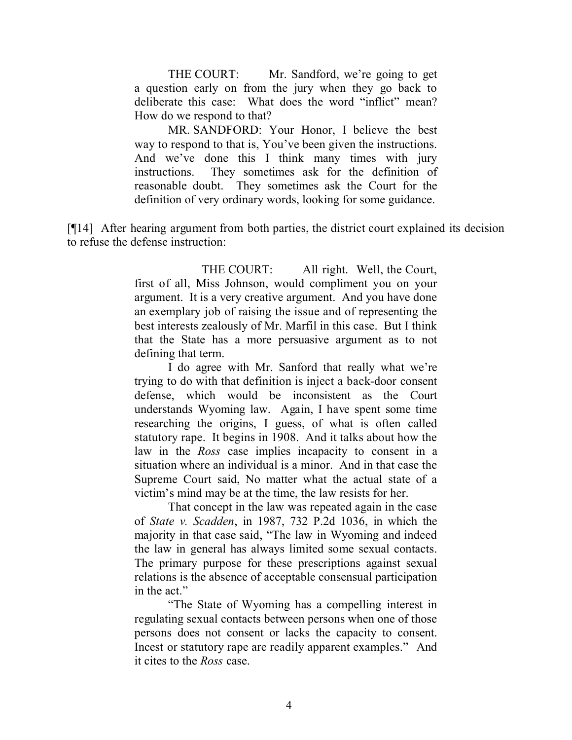> THE COURT: Mr. Sandford, we're going to get a question early on from the jury when they go back to deliberate this case: What does the word "inflict" mean? How do we respond to that?
>
> MR. SANDFORD: Your Honor, I believe the best way to respond to that is, You've been given the instructions. And we've done this I think many times with jury instructions. They sometimes ask for the definition of reasonable doubt. They sometimes ask the Court for the definition of very ordinary words, looking for some guidance.

[¶14] After hearing argument from both parties, the district court explained its decision to refuse the defense instruction:

> THE COURT: All right. Well, the Court, first of all, Miss Johnson, would compliment you on your argument. It is a very creative argument. And you have done an exemplary job of raising the issue and of representing the best interests zealously of Mr. Marfil in this case. But I think that the State has a more persuasive argument as to not defining that term.
>
> I do agree with Mr. Sanford that really what we're trying to do with that definition is inject a back-door consent defense, which would be inconsistent as the Court understands Wyoming law. Again, I have spent some time researching the origins, I guess, of what is often called statutory rape. It begins in 1908. And it talks about how the law in the *Ross* case implies incapacity to consent in a situation where an individual is a minor. And in that case the Supreme Court said, No matter what the actual state of a victim's mind may be at the time, the law resists for her.
>
> That concept in the law was repeated again in the case of *State v. Scadden*, in 1987, 732 P.2d 1036, in which the majority in that case said, "The law in Wyoming and indeed the law in general has always limited some sexual contacts. The primary purpose for these prescriptions against sexual relations is the absence of acceptable consensual participation in the act."
>
> "The State of Wyoming has a compelling interest in regulating sexual contacts between persons when one of those persons does not consent or lacks the capacity to consent. Incest or statutory rape are readily apparent examples." And it cites to the *Ross* case.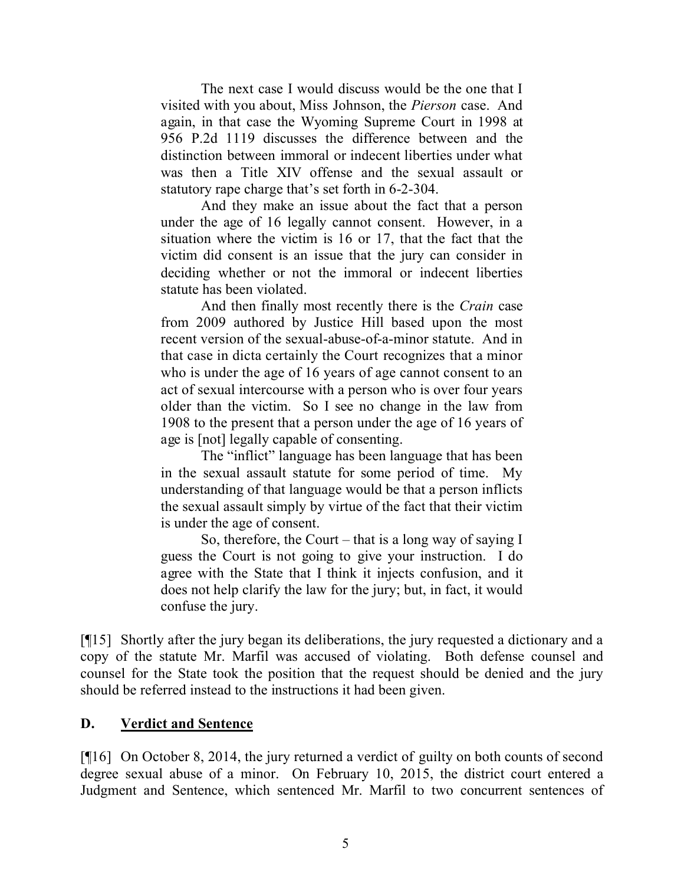The next case I would discuss would be the one that I visited with you about, Miss Johnson, the *Pierson* case. And again, in that case the Wyoming Supreme Court in 1998 at 956 P.2d 1119 discusses the difference between and the distinction between immoral or indecent liberties under what was then a Title XIV offense and the sexual assault or statutory rape charge that's set forth in 6-2-304.

And they make an issue about the fact that a person under the age of 16 legally cannot consent. However, in a situation where the victim is 16 or 17, that the fact that the victim did consent is an issue that the jury can consider in deciding whether or not the immoral or indecent liberties statute has been violated.

And then finally most recently there is the *Crain* case from 2009 authored by Justice Hill based upon the most recent version of the sexual-abuse-of-a-minor statute. And in that case in dicta certainly the Court recognizes that a minor who is under the age of 16 years of age cannot consent to an act of sexual intercourse with a person who is over four years older than the victim. So I see no change in the law from 1908 to the present that a person under the age of 16 years of age is [not] legally capable of consenting.

The "inflict" language has been language that has been in the sexual assault statute for some period of time. My understanding of that language would be that a person inflicts the sexual assault simply by virtue of the fact that their victim is under the age of consent.

So, therefore, the Court – that is a long way of saying I guess the Court is not going to give your instruction. I do agree with the State that I think it injects confusion, and it does not help clarify the law for the jury; but, in fact, it would confuse the jury.

[¶15] Shortly after the jury began its deliberations, the jury requested a dictionary and a copy of the statute Mr. Marfil was accused of violating. Both defense counsel and counsel for the State took the position that the request should be denied and the jury should be referred instead to the instructions it had been given.

## D. Verdict and Sentence

[¶16] On October 8, 2014, the jury returned a verdict of guilty on both counts of second degree sexual abuse of a minor. On February 10, 2015, the district court entered a Judgment and Sentence, which sentenced Mr. Marfil to two concurrent sentences of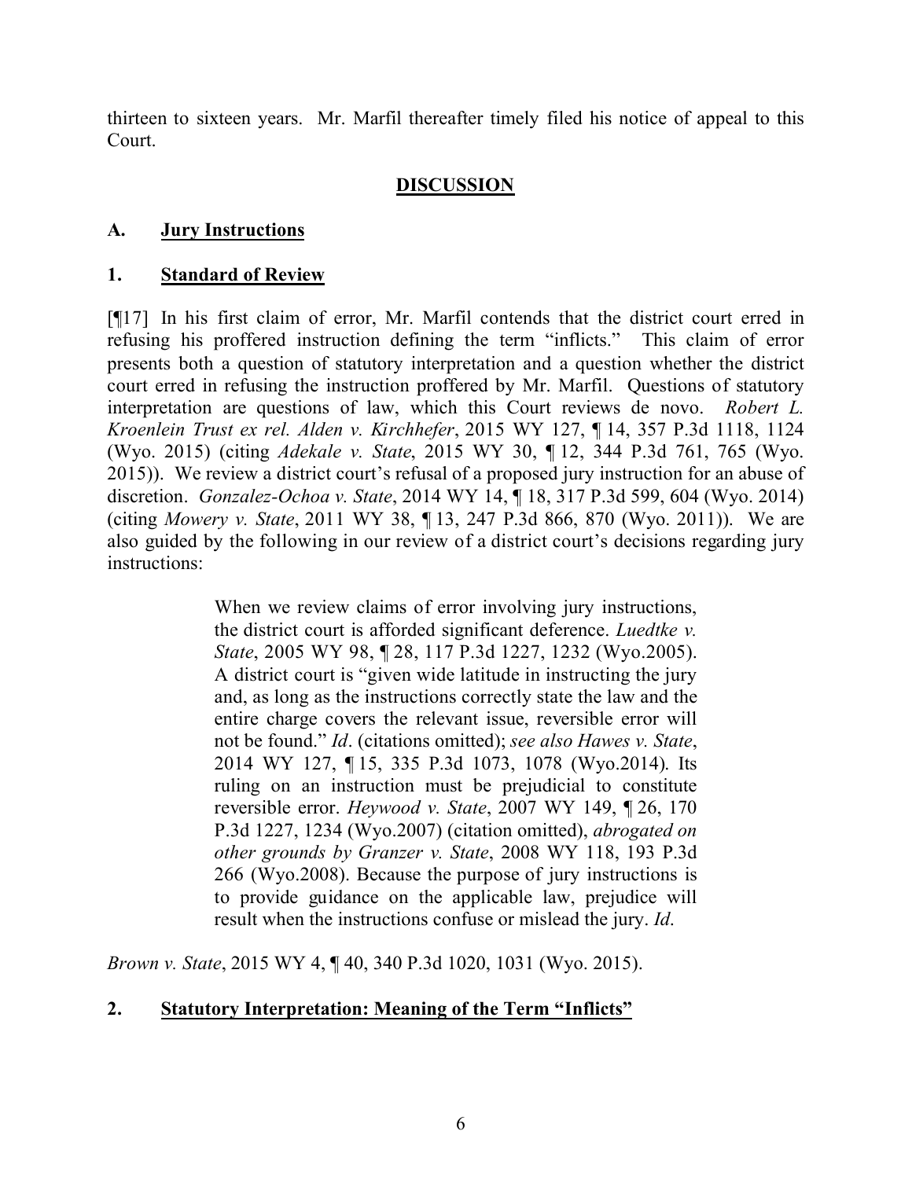thirteen to sixteen years. Mr. Marfil thereafter timely filed his notice of appeal to this Court.

## **DISCUSSION**

### A. **Jury Instructions**

#### 1. **Standard of Review**

[¶17] In his first claim of error, Mr. Marfil contends that the district court erred in refusing his proffered instruction defining the term "inflicts." This claim of error presents both a question of statutory interpretation and a question whether the district court erred in refusing the instruction proffered by Mr. Marfil. Questions of statutory interpretation are questions of law, which this Court reviews de novo. *Robert L. Kroenlein Trust ex rel. Alden v. Kirchhefer*, 2015 WY 127, ¶ 14, 357 P.3d 1118, 1124 (Wyo. 2015) (citing *Adekale v. State*, 2015 WY 30, ¶ 12, 344 P.3d 761, 765 (Wyo. 2015)). We review a district court's refusal of a proposed jury instruction for an abuse of discretion. *Gonzalez-Ochoa v. State*, 2014 WY 14, ¶ 18, 317 P.3d 599, 604 (Wyo. 2014) (citing *Mowery v. State*, 2011 WY 38, ¶ 13, 247 P.3d 866, 870 (Wyo. 2011)). We are also guided by the following in our review of a district court's decisions regarding jury instructions:

> When we review claims of error involving jury instructions, the district court is afforded significant deference. *Luedtke v. State*, 2005 WY 98, ¶ 28, 117 P.3d 1227, 1232 (Wyo.2005). A district court is "given wide latitude in instructing the jury and, as long as the instructions correctly state the law and the entire charge covers the relevant issue, reversible error will not be found." *Id*. (citations omitted); *see also Hawes v. State*, 2014 WY 127, ¶ 15, 335 P.3d 1073, 1078 (Wyo.2014). Its ruling on an instruction must be prejudicial to constitute reversible error. *Heywood v. State*, 2007 WY 149, ¶ 26, 170 P.3d 1227, 1234 (Wyo.2007) (citation omitted), *abrogated on other grounds by Granzer v. State*, 2008 WY 118, 193 P.3d 266 (Wyo.2008). Because the purpose of jury instructions is to provide guidance on the applicable law, prejudice will result when the instructions confuse or mislead the jury. *Id*.

*Brown v. State*, 2015 WY 4, ¶ 40, 340 P.3d 1020, 1031 (Wyo. 2015).

#### 2. **Statutory Interpretation: Meaning of the Term "Inflicts"**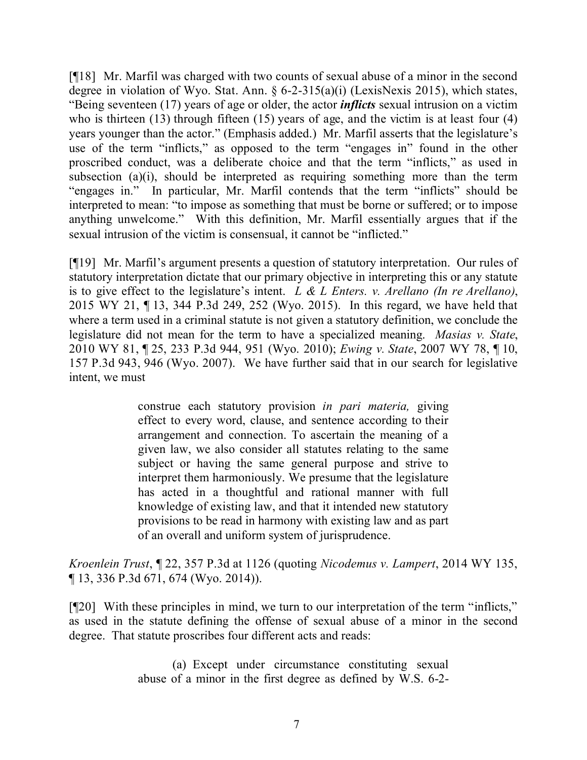[¶18] Mr. Marfil was charged with two counts of sexual abuse of a minor in the second degree in violation of Wyo. Stat. Ann. § 6-2-315(a)(i) (LexisNexis 2015), which states, "Being seventeen (17) years of age or older, the actor ***inflicts*** sexual intrusion on a victim who is thirteen (13) through fifteen (15) years of age, and the victim is at least four (4) years younger than the actor." (Emphasis added.) Mr. Marfil asserts that the legislature's use of the term "inflicts," as opposed to the term "engages in" found in the other proscribed conduct, was a deliberate choice and that the term "inflicts," as used in subsection (a)(i), should be interpreted as requiring something more than the term "engages in." In particular, Mr. Marfil contends that the term "inflicts" should be interpreted to mean: "to impose as something that must be borne or suffered; or to impose anything unwelcome." With this definition, Mr. Marfil essentially argues that if the sexual intrusion of the victim is consensual, it cannot be "inflicted."

[¶19] Mr. Marfil's argument presents a question of statutory interpretation. Our rules of statutory interpretation dictate that our primary objective in interpreting this or any statute is to give effect to the legislature's intent. *L & L Enters. v. Arellano (In re Arellano)*, 2015 WY 21, ¶ 13, 344 P.3d 249, 252 (Wyo. 2015). In this regard, we have held that where a term used in a criminal statute is not given a statutory definition, we conclude the legislature did not mean for the term to have a specialized meaning. *Masias v. State*, 2010 WY 81, ¶ 25, 233 P.3d 944, 951 (Wyo. 2010); *Ewing v. State*, 2007 WY 78, ¶ 10, 157 P.3d 943, 946 (Wyo. 2007). We have further said that in our search for legislative intent, we must

> construe each statutory provision *in pari materia,* giving effect to every word, clause, and sentence according to their arrangement and connection. To ascertain the meaning of a given law, we also consider all statutes relating to the same subject or having the same general purpose and strive to interpret them harmoniously. We presume that the legislature has acted in a thoughtful and rational manner with full knowledge of existing law, and that it intended new statutory provisions to be read in harmony with existing law and as part of an overall and uniform system of jurisprudence.

*Kroenlein Trust*, ¶ 22, 357 P.3d at 1126 (quoting *Nicodemus v. Lampert*, 2014 WY 135, ¶ 13, 336 P.3d 671, 674 (Wyo. 2014)).

[¶20] With these principles in mind, we turn to our interpretation of the term "inflicts," as used in the statute defining the offense of sexual abuse of a minor in the second degree. That statute proscribes four different acts and reads:

> (a) Except under circumstance constituting sexual abuse of a minor in the first degree as defined by W.S. 6-2-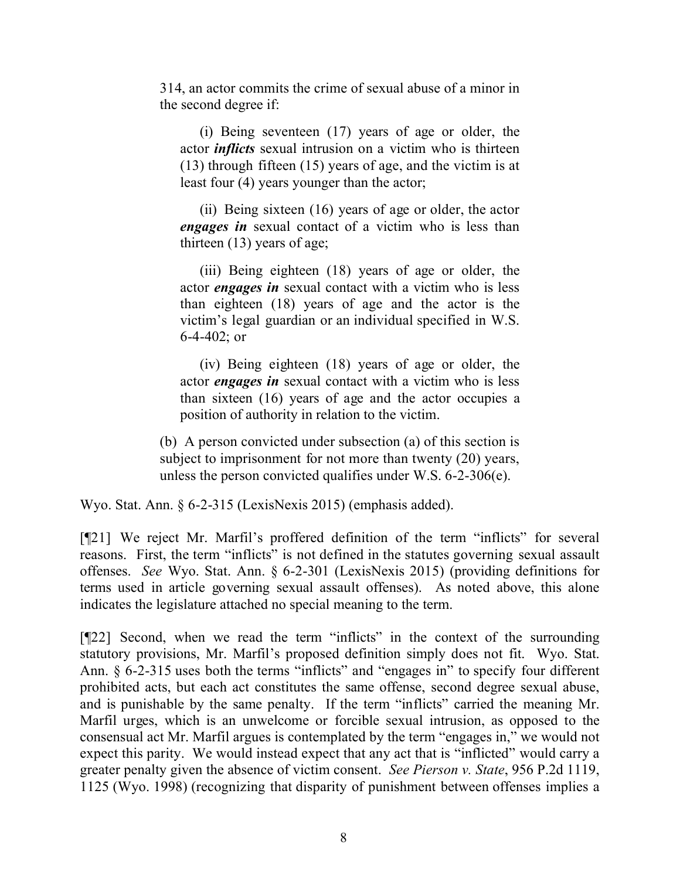> 314, an actor commits the crime of sexual abuse of a minor in the second degree if:
>
> (i) Being seventeen (17) years of age or older, the actor ***inflicts*** sexual intrusion on a victim who is thirteen (13) through fifteen (15) years of age, and the victim is at least four (4) years younger than the actor;
>
> (ii) Being sixteen (16) years of age or older, the actor ***engages in*** sexual contact of a victim who is less than thirteen (13) years of age;
>
> (iii) Being eighteen (18) years of age or older, the actor ***engages in*** sexual contact with a victim who is less than eighteen (18) years of age and the actor is the victim's legal guardian or an individual specified in W.S. 6-4-402; or
>
> (iv) Being eighteen (18) years of age or older, the actor ***engages in*** sexual contact with a victim who is less than sixteen (16) years of age and the actor occupies a position of authority in relation to the victim.
>
> (b) A person convicted under subsection (a) of this section is subject to imprisonment for not more than twenty (20) years, unless the person convicted qualifies under W.S. 6-2-306(e).

Wyo. Stat. Ann. § 6-2-315 (LexisNexis 2015) (emphasis added).

[¶21] We reject Mr. Marfil's proffered definition of the term "inflicts" for several reasons. First, the term "inflicts" is not defined in the statutes governing sexual assault offenses. *See* Wyo. Stat. Ann. § 6-2-301 (LexisNexis 2015) (providing definitions for terms used in article governing sexual assault offenses). As noted above, this alone indicates the legislature attached no special meaning to the term.

[¶22] Second, when we read the term "inflicts" in the context of the surrounding statutory provisions, Mr. Marfil's proposed definition simply does not fit. Wyo. Stat. Ann. § 6-2-315 uses both the terms "inflicts" and "engages in" to specify four different prohibited acts, but each act constitutes the same offense, second degree sexual abuse, and is punishable by the same penalty. If the term "inflicts" carried the meaning Mr. Marfil urges, which is an unwelcome or forcible sexual intrusion, as opposed to the consensual act Mr. Marfil argues is contemplated by the term "engages in," we would not expect this parity. We would instead expect that any act that is "inflicted" would carry a greater penalty given the absence of victim consent. *See Pierson v. State*, 956 P.2d 1119, 1125 (Wyo. 1998) (recognizing that disparity of punishment between offenses implies a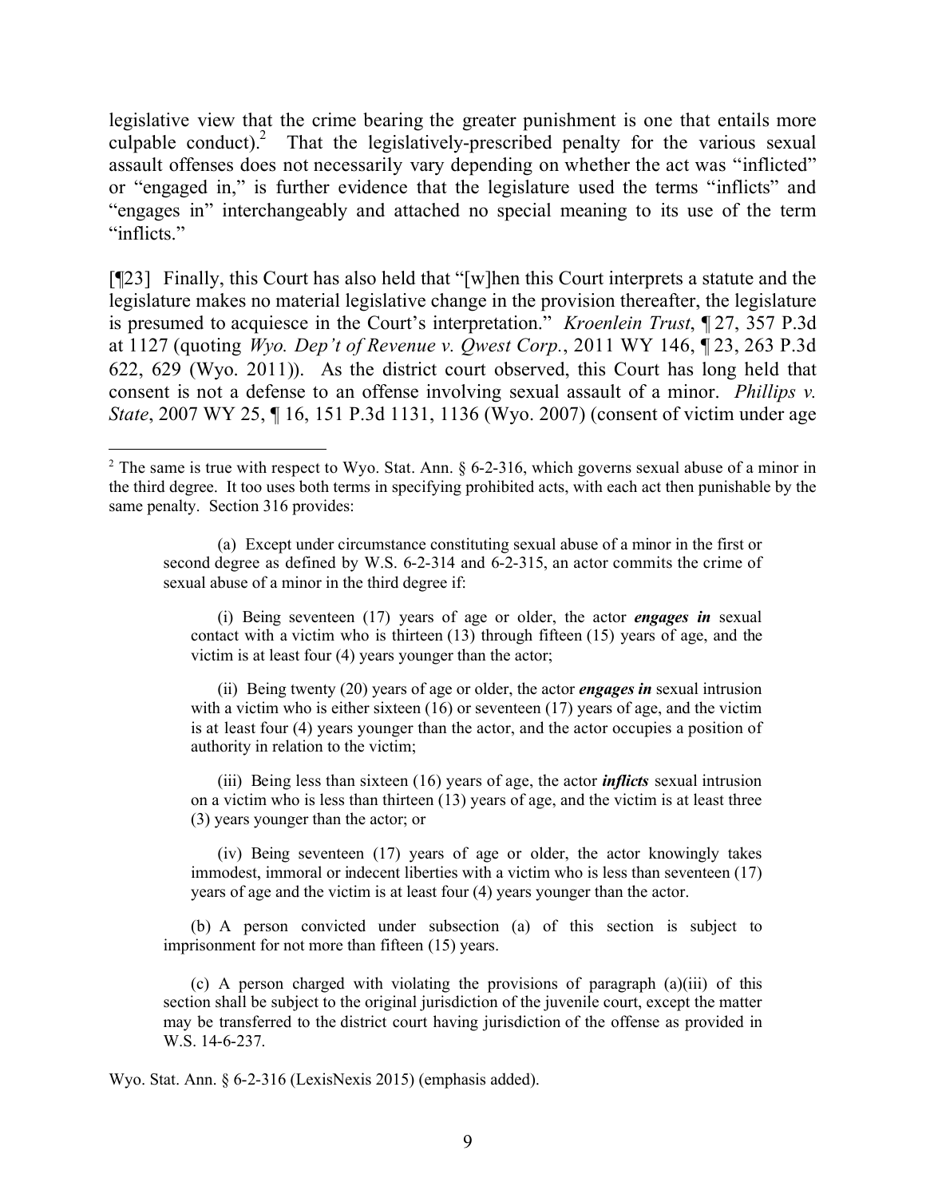legislative view that the crime bearing the greater punishment is one that entails more culpable conduct).[2] That the legislatively-prescribed penalty for the various sexual assault offenses does not necessarily vary depending on whether the act was "inflicted" or "engaged in," is further evidence that the legislature used the terms "inflicts" and "engages in" interchangeably and attached no special meaning to its use of the term "inflicts."

[¶23] Finally, this Court has also held that "[w]hen this Court interprets a statute and the legislature makes no material legislative change in the provision thereafter, the legislature is presumed to acquiesce in the Court's interpretation." *Kroenlein Trust*, ¶ 27, 357 P.3d at 1127 (quoting *Wyo. Dep't of Revenue v. Qwest Corp.*, 2011 WY 146, ¶ 23, 263 P.3d 622, 629 (Wyo. 2011)). As the district court observed, this Court has long held that consent is not a defense to an offense involving sexual assault of a minor. *Phillips v. State*, 2007 WY 25, ¶ 16, 151 P.3d 1131, 1136 (Wyo. 2007) (consent of victim under age

---

[2] The same is true with respect to Wyo. Stat. Ann. § 6-2-316, which governs sexual abuse of a minor in the third degree. It too uses both terms in specifying prohibited acts, with each act then punishable by the same penalty. Section 316 provides:

> (a) Except under circumstance constituting sexual abuse of a minor in the first or second degree as defined by W.S. 6-2-314 and 6-2-315, an actor commits the crime of sexual abuse of a minor in the third degree if:
>
> (i) Being seventeen (17) years of age or older, the actor ***engages in*** sexual contact with a victim who is thirteen (13) through fifteen (15) years of age, and the victim is at least four (4) years younger than the actor;
>
> (ii) Being twenty (20) years of age or older, the actor ***engages in*** sexual intrusion with a victim who is either sixteen (16) or seventeen (17) years of age, and the victim is at least four (4) years younger than the actor, and the actor occupies a position of authority in relation to the victim;
>
> (iii) Being less than sixteen (16) years of age, the actor ***inflicts*** sexual intrusion on a victim who is less than thirteen (13) years of age, and the victim is at least three (3) years younger than the actor; or
>
> (iv) Being seventeen (17) years of age or older, the actor knowingly takes immodest, immoral or indecent liberties with a victim who is less than seventeen (17) years of age and the victim is at least four (4) years younger than the actor.
>
> (b) A person convicted under subsection (a) of this section is subject to imprisonment for not more than fifteen (15) years.
>
> (c) A person charged with violating the provisions of paragraph (a)(iii) of this section shall be subject to the original jurisdiction of the juvenile court, except the matter may be transferred to the district court having jurisdiction of the offense as provided in W.S. 14-6-237.

Wyo. Stat. Ann. § 6-2-316 (LexisNexis 2015) (emphasis added).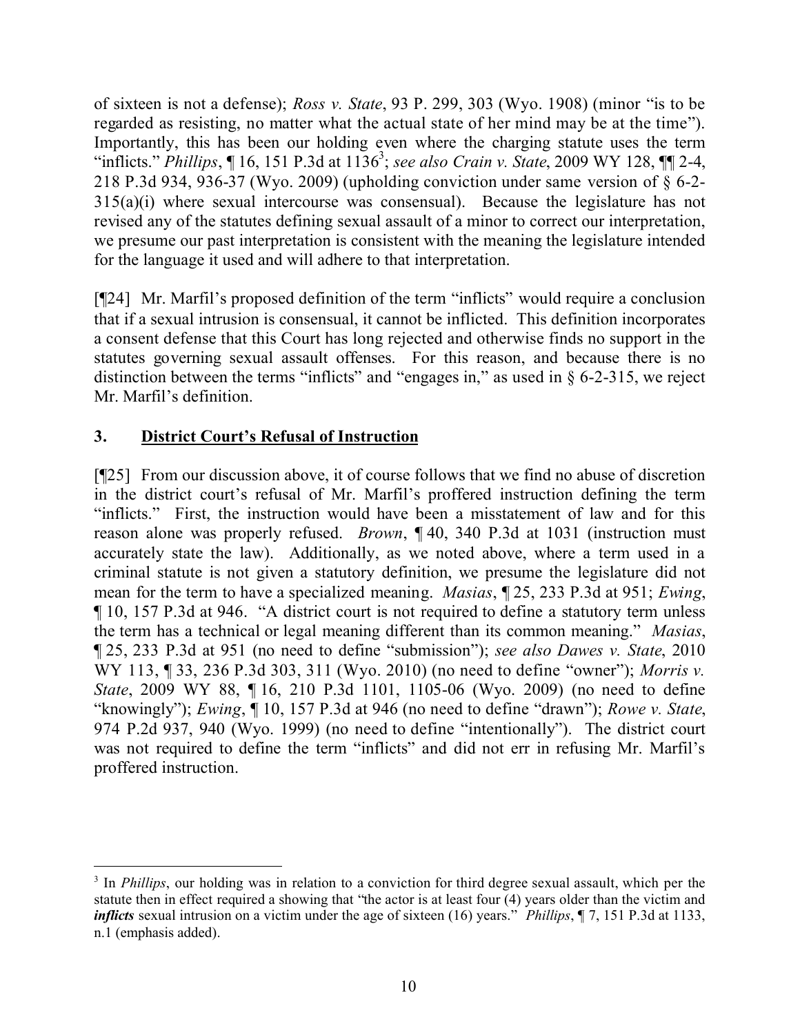of sixteen is not a defense); *Ross v. State*, 93 P. 299, 303 (Wyo. 1908) (minor "is to be regarded as resisting, no matter what the actual state of her mind may be at the time"). Importantly, this has been our holding even where the charging statute uses the term "inflicts." *Phillips*, ¶ 16, 151 P.3d at 1136[3]; *see also Crain v. State*, 2009 WY 128, ¶¶ 2-4, 218 P.3d 934, 936-37 (Wyo. 2009) (upholding conviction under same version of § 6-2-315(a)(i) where sexual intercourse was consensual). Because the legislature has not revised any of the statutes defining sexual assault of a minor to correct our interpretation, we presume our past interpretation is consistent with the meaning the legislature intended for the language it used and will adhere to that interpretation.

[¶24] Mr. Marfil's proposed definition of the term "inflicts" would require a conclusion that if a sexual intrusion is consensual, it cannot be inflicted. This definition incorporates a consent defense that this Court has long rejected and otherwise finds no support in the statutes governing sexual assault offenses. For this reason, and because there is no distinction between the terms "inflicts" and "engages in," as used in § 6-2-315, we reject Mr. Marfil's definition.

### 3. <u>District Court's Refusal of Instruction</u>

[¶25] From our discussion above, it of course follows that we find no abuse of discretion in the district court's refusal of Mr. Marfil's proffered instruction defining the term "inflicts." First, the instruction would have been a misstatement of law and for this reason alone was properly refused. *Brown*, ¶ 40, 340 P.3d at 1031 (instruction must accurately state the law). Additionally, as we noted above, where a term used in a criminal statute is not given a statutory definition, we presume the legislature did not mean for the term to have a specialized meaning. *Masias*, ¶ 25, 233 P.3d at 951; *Ewing*, ¶ 10, 157 P.3d at 946. "A district court is not required to define a statutory term unless the term has a technical or legal meaning different than its common meaning." *Masias*, ¶ 25, 233 P.3d at 951 (no need to define "submission"); *see also Dawes v. State*, 2010 WY 113, ¶ 33, 236 P.3d 303, 311 (Wyo. 2010) (no need to define "owner"); *Morris v. State*, 2009 WY 88, ¶ 16, 210 P.3d 1101, 1105-06 (Wyo. 2009) (no need to define "knowingly"); *Ewing*, ¶ 10, 157 P.3d at 946 (no need to define "drawn"); *Rowe v. State*, 974 P.2d 937, 940 (Wyo. 1999) (no need to define "intentionally"). The district court was not required to define the term "inflicts" and did not err in refusing Mr. Marfil's proffered instruction.

---

[3] In *Phillips*, our holding was in relation to a conviction for third degree sexual assault, which per the statute then in effect required a showing that "the actor is at least four (4) years older than the victim and ***inflicts*** sexual intrusion on a victim under the age of sixteen (16) years." *Phillips*, ¶ 7, 151 P.3d at 1133, n.1 (emphasis added).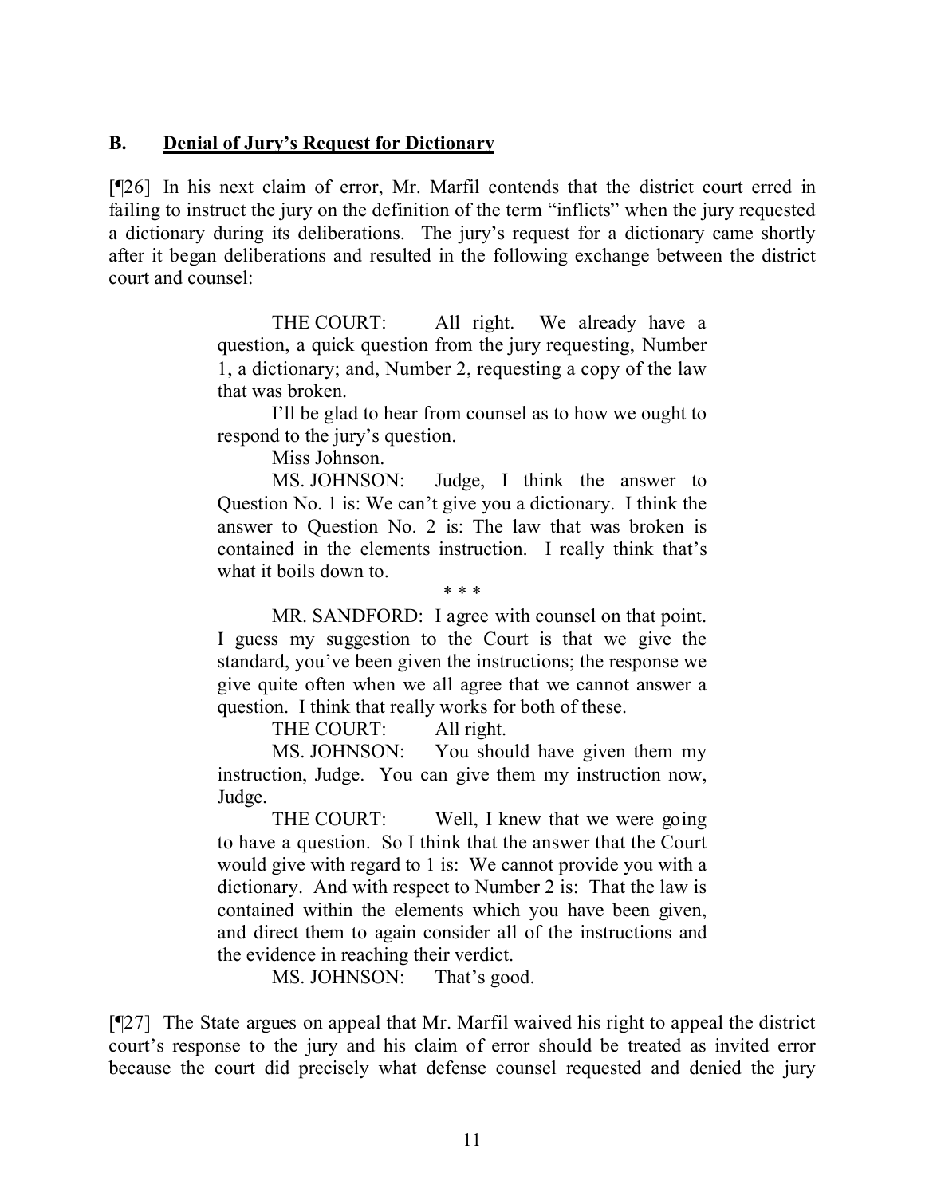### B. **Denial of Jury's Request for Dictionary**

[¶26] In his next claim of error, Mr. Marfil contends that the district court erred in failing to instruct the jury on the definition of the term "inflicts" when the jury requested a dictionary during its deliberations. The jury's request for a dictionary came shortly after it began deliberations and resulted in the following exchange between the district court and counsel:

> THE COURT: All right. We already have a question, a quick question from the jury requesting, Number 1, a dictionary; and, Number 2, requesting a copy of the law that was broken.
>
> I'll be glad to hear from counsel as to how we ought to respond to the jury's question.
>
> Miss Johnson.
>
> MS. JOHNSON: Judge, I think the answer to Question No. 1 is: We can't give you a dictionary. I think the answer to Question No. 2 is: The law that was broken is contained in the elements instruction. I really think that's what it boils down to.
>
> \* \* \*
>
> MR. SANDFORD: I agree with counsel on that point. I guess my suggestion to the Court is that we give the standard, you've been given the instructions; the response we give quite often when we all agree that we cannot answer a question. I think that really works for both of these.
>
> THE COURT: All right.
>
> MS. JOHNSON: You should have given them my instruction, Judge. You can give them my instruction now, Judge.
>
> THE COURT: Well, I knew that we were going to have a question. So I think that the answer that the Court would give with regard to 1 is: We cannot provide you with a dictionary. And with respect to Number 2 is: That the law is contained within the elements which you have been given, and direct them to again consider all of the instructions and the evidence in reaching their verdict.
>
> MS. JOHNSON: That's good.

[¶27] The State argues on appeal that Mr. Marfil waived his right to appeal the district court's response to the jury and his claim of error should be treated as invited error because the court did precisely what defense counsel requested and denied the jury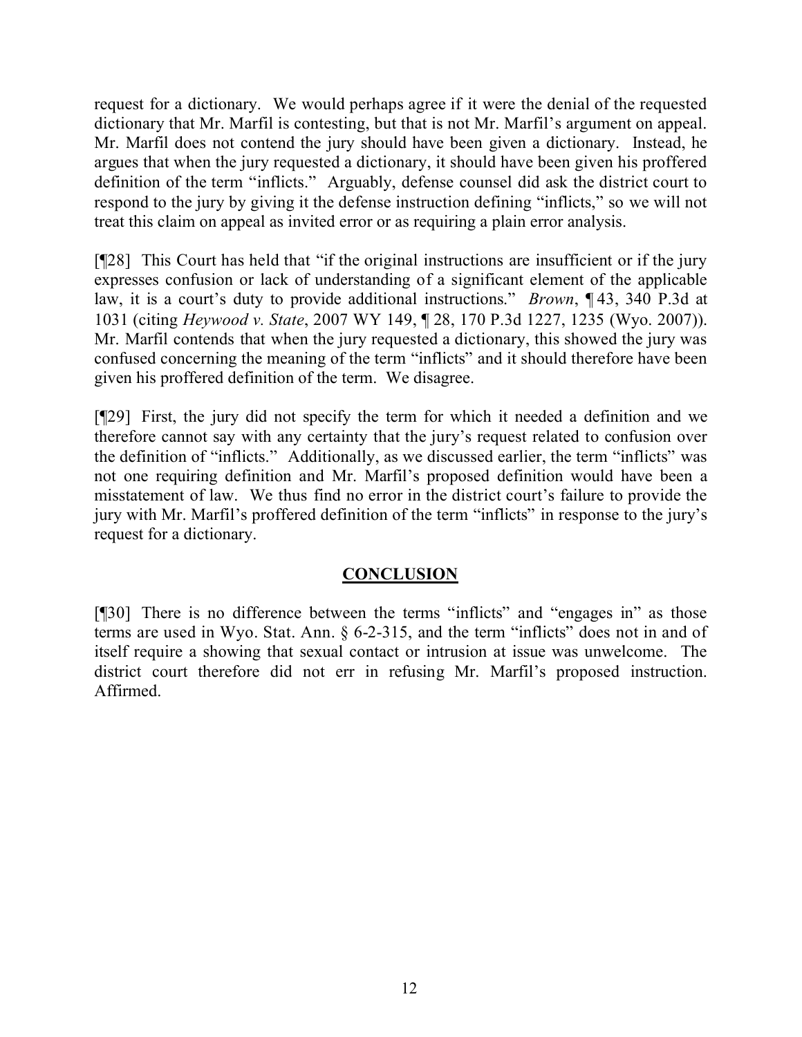request for a dictionary. We would perhaps agree if it were the denial of the requested dictionary that Mr. Marfil is contesting, but that is not Mr. Marfil's argument on appeal. Mr. Marfil does not contend the jury should have been given a dictionary. Instead, he argues that when the jury requested a dictionary, it should have been given his proffered definition of the term "inflicts." Arguably, defense counsel did ask the district court to respond to the jury by giving it the defense instruction defining "inflicts," so we will not treat this claim on appeal as invited error or as requiring a plain error analysis.

[¶28] This Court has held that "if the original instructions are insufficient or if the jury expresses confusion or lack of understanding of a significant element of the applicable law, it is a court's duty to provide additional instructions." *Brown*, ¶ 43, 340 P.3d at 1031 (citing *Heywood v. State*, 2007 WY 149, ¶ 28, 170 P.3d 1227, 1235 (Wyo. 2007)). Mr. Marfil contends that when the jury requested a dictionary, this showed the jury was confused concerning the meaning of the term "inflicts" and it should therefore have been given his proffered definition of the term. We disagree.

[¶29] First, the jury did not specify the term for which it needed a definition and we therefore cannot say with any certainty that the jury's request related to confusion over the definition of "inflicts." Additionally, as we discussed earlier, the term "inflicts" was not one requiring definition and Mr. Marfil's proposed definition would have been a misstatement of law. We thus find no error in the district court's failure to provide the jury with Mr. Marfil's proffered definition of the term "inflicts" in response to the jury's request for a dictionary.

## CONCLUSION

[¶30] There is no difference between the terms "inflicts" and "engages in" as those terms are used in Wyo. Stat. Ann. § 6-2-315, and the term "inflicts" does not in and of itself require a showing that sexual contact or intrusion at issue was unwelcome. The district court therefore did not err in refusing Mr. Marfil's proposed instruction. Affirmed.